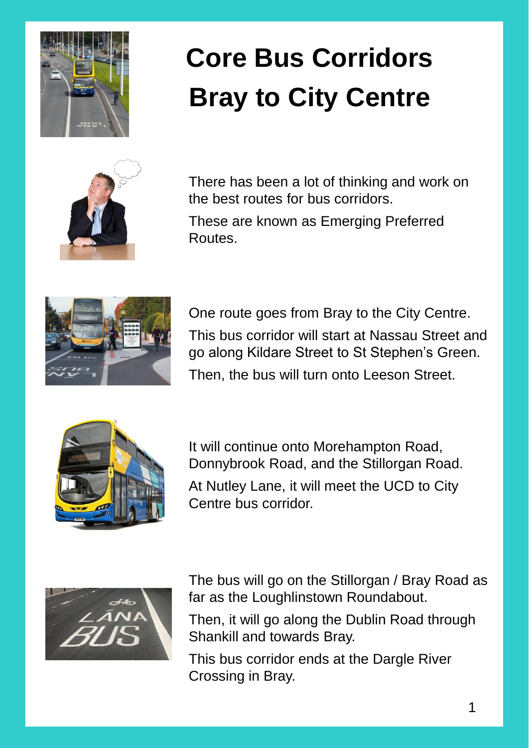# Core Bus Corridors Bray to City Centre

There has been a lot of thinking and work on the best routes for bus corridors.

These are known as Emerging Preferred Routes.

One route goes from Bray to the City Centre.

This bus corridor will start at Nassau Street and go along Kildare Street to St Stephen's Green.

Then, the bus will turn onto Leeson Street.

It will continue onto Morehampton Road, Donnybrook Road, and the Stillorgan Road.

At Nutley Lane, it will meet the UCD to City Centre bus corridor.

The bus will go on the Stillorgan / Bray Road as far as the Loughlinstown Roundabout.

Then, it will go along the Dublin Road through Shankill and towards Bray.

This bus corridor ends at the Dargle River Crossing in Bray.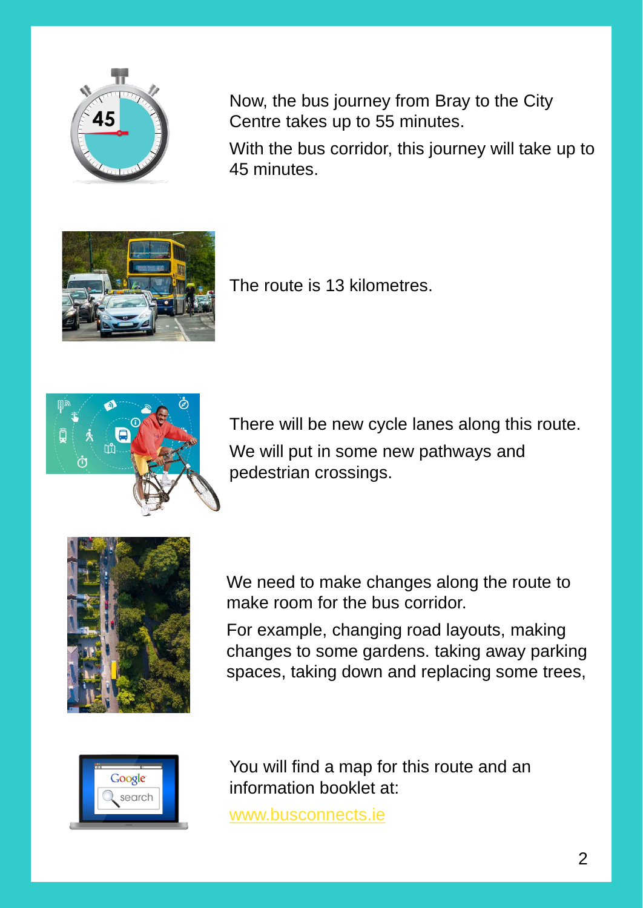Now, the bus journey from Bray to the City Centre takes up to 55 minutes.

With the bus corridor, this journey will take up to 45 minutes.

The route is 13 kilometres.

There will be new cycle lanes along this route.

We will put in some new pathways and pedestrian crossings.

We need to make changes along the route to make room for the bus corridor.

For example, changing road layouts, making changes to some gardens. taking away parking spaces, taking down and replacing some trees,

You will find a map for this route and an information booklet at:

www.busconnects.ie